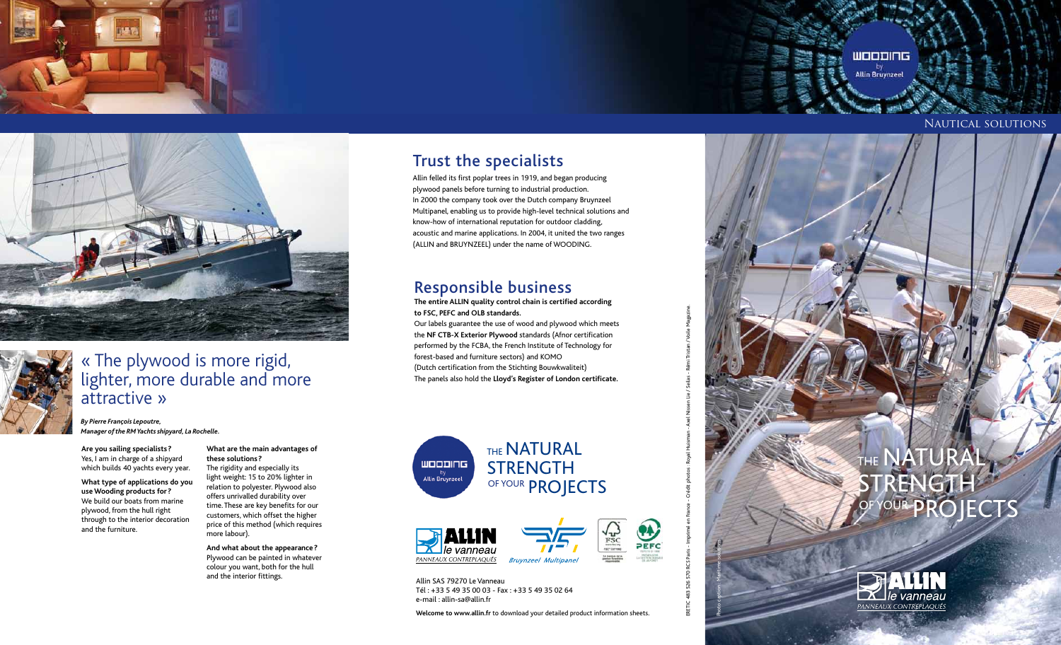NAUTICAL SOLUTIONS

# « The plywood is more rigid, lighter, more durable and more attractive »

***By Pierre François Lepoutre, Manager of the RM Yachts shipyard, La Rochelle.***

**Are you sailing specialists?**
Yes, I am in charge of a shipyard which builds 40 yachts every year.

**What type of applications do you use Wooding products for?**
We build our boats from marine plywood, from the hull right through to the interior decoration and the furniture.

**What are the main advantages of these solutions?**
The rigidity and especially its light weight: 15 to 20% lighter in relation to polyester. Plywood also offers unrivalled durability over time. These are key benefits for our customers, which offset the higher price of this method (which requires more labour).

**And what about the appearance?**
Plywood can be painted in whatever colour you want, both for the hull and the interior fittings.

## Trust the specialists

Allin felled its first poplar trees in 1919, and began producing plywood panels before turning to industrial production. In 2000 the company took over the Dutch company Bruynzeel Multipanel, enabling us to provide high-level technical solutions and know-how of international reputation for outdoor cladding, acoustic and marine applications. In 2004, it united the two ranges (ALLIN and BRUYNZEEL) under the name of WOODING.

## Responsible business

**The entire ALLIN quality control chain is certified according to FSC, PEFC and OLB standards.**
Our labels guarantee the use of wood and plywood which meets the **NF CTB-X Exterior Plywood** standards (Afnor certification performed by the FCBA, the French Institute of Technology for forest-based and furniture sectors) and KOMO (Dutch certification from the Stichting Bouwkwaliteit)
The panels also hold the **Lloyd's Register of London certificate.**

WOODING by Allin Bruynzeel

THE NATURAL STRENGTH OF YOUR PROJECTS

ALLIN le vanneau PANNEAUX CONTREPLAQUÉS — Bruynzeel Multipanel — FSC — PEFC

Allin SAS 79270 Le Vanneau
Tél : +33 5 49 35 00 03 - Fax : +33 5 49 35 02 64
e-mail : allin-sa@allin.fr

**Welcome to www.allin.fr** to download your detailed product information sheets.

BRETIC 483 526 570 RCS Paris - Imprimé en France - Crédit photos : Royal Huisman - Axel Nissen Lie / Sellas - Rémi Tristan / Voile Magazine.

WOODING by Allin Bruynzeel

THE NATURAL STRENGTH OF YOUR PROJECTS

ALLIN le vanneau PANNEAUX CONTREPLAQUÉS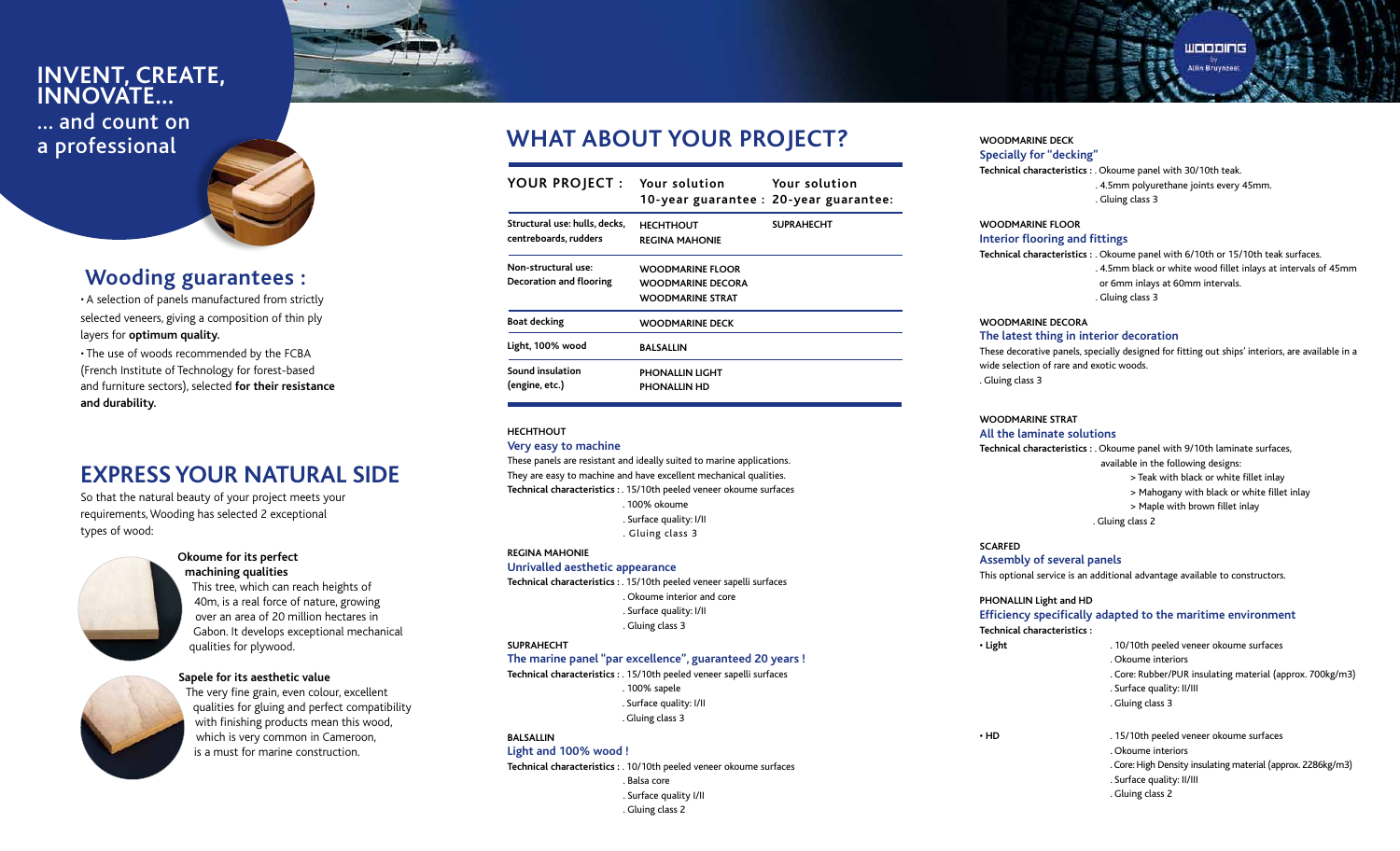# INVENT, CREATE, INNOVATE...
... and count on a professional

## Wooding guarantees :

• A selection of panels manufactured from strictly selected veneers, giving a composition of thin ply layers for **optimum quality.**

• The use of woods recommended by the FCBA (French Institute of Technology for forest-based and furniture sectors), selected **for their resistance and durability.**

## EXPRESS YOUR NATURAL SIDE

So that the natural beauty of your project meets your requirements, Wooding has selected 2 exceptional types of wood:

**Okoume for its perfect machining qualities**
This tree, which can reach heights of 40m, is a real force of nature, growing over an area of 20 million hectares in Gabon. It develops exceptional mechanical qualities for plywood.

**Sapele for its aesthetic value**
The very fine grain, even colour, excellent qualities for gluing and perfect compatibility with finishing products mean this wood, which is very common in Cameroon, is a must for marine construction.

## WHAT ABOUT YOUR PROJECT?

| YOUR PROJECT : | Your solution 10-year guarantee : | Your solution 20-year guarantee: |
|---|---|---|
| Structural use: hulls, decks, centreboards, rudders | HECHTHOUT<br>REGINA MAHONIE | SUPRAHECHT |
| Non-structural use: Decoration and flooring | WOODMARINE FLOOR<br>WOODMARINE DECORA<br>WOODMARINE STRAT | |
| Boat decking | WOODMARINE DECK | |
| Light, 100% wood | BALSALLIN | |
| Sound insulation (engine, etc.) | PHONALLIN LIGHT<br>PHONALLIN HD | |

**HECHTHOUT**
### Very easy to machine
These panels are resistant and ideally suited to marine applications. They are easy to machine and have excellent mechanical qualities.
**Technical characteristics :** . 15/10th peeled veneer okoume surfaces
. 100% okoume
. Surface quality: I/II
. Gluing class 3

**REGINA MAHONIE**
### Unrivalled aesthetic appearance
**Technical characteristics :** . 15/10th peeled veneer sapelli surfaces
. Okoume interior and core
. Surface quality: I/II
. Gluing class 3

**SUPRAHECHT**
### The marine panel "par excellence", guaranteed 20 years !
**Technical characteristics :** . 15/10th peeled veneer sapelli surfaces
. 100% sapele
. Surface quality: I/II
. Gluing class 3

**BALSALLIN**
### Light and 100% wood !
**Technical characteristics :** . 10/10th peeled veneer okoume surfaces
. Balsa core
. Surface quality I/II
. Gluing class 2

**WOODMARINE DECK**
### Specially for "decking"
**Technical characteristics :** . Okoume panel with 30/10th teak.
. 4.5mm polyurethane joints every 45mm.
. Gluing class 3

**WOODMARINE FLOOR**
### Interior flooring and fittings
**Technical characteristics :** . Okoume panel with 6/10th or 15/10th teak surfaces.
. 4.5mm black or white wood fillet inlays at intervals of 45mm or 6mm inlays at 60mm intervals.
. Gluing class 3

**WOODMARINE DECORA**
### The latest thing in interior decoration
These decorative panels, specially designed for fitting out ships' interiors, are available in a wide selection of rare and exotic woods.
. Gluing class 3

**WOODMARINE STRAT**
### All the laminate solutions
**Technical characteristics :** . Okoume panel with 9/10th laminate surfaces, available in the following designs:
> Teak with black or white fillet inlay
> Mahogany with black or white fillet inlay
> Maple with brown fillet inlay
. Gluing class 2

**SCARFED**
### Assembly of several panels
This optional service is an additional advantage available to constructors.

**PHONALLIN Light and HD**
### Efficiency specifically adapted to the maritime environment
**Technical characteristics :**

**• Light**
. 10/10th peeled veneer okoume surfaces
. Okoume interiors
. Core: Rubber/PUR insulating material (approx. 700kg/m3)
. Surface quality: II/III
. Gluing class 3

**• HD**
. 15/10th peeled veneer okoume surfaces
. Okoume interiors
. Core: High Density insulating material (approx. 2286kg/m3)
. Surface quality: II/III
. Gluing class 2